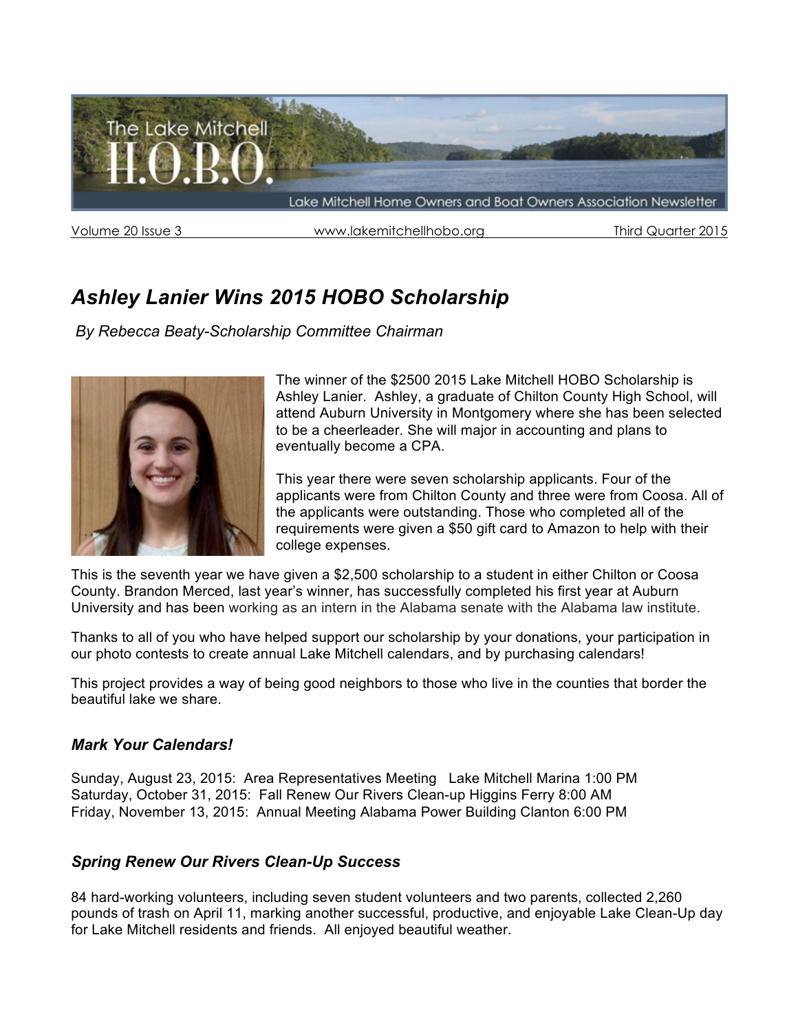# The Lake Mitchell H.O.B.O.

Lake Mitchell Home Owners and Boat Owners Association Newsletter

Volume 20 Issue 3 www.lakemitchellhobo.org Third Quarter 2015

## *Ashley Lanier Wins 2015 HOBO Scholarship*

*By Rebecca Beaty-Scholarship Committee Chairman*

The winner of the $2500 2015 Lake Mitchell HOBO Scholarship is Ashley Lanier. Ashley, a graduate of Chilton County High School, will attend Auburn University in Montgomery where she has been selected to be a cheerleader. She will major in accounting and plans to eventually become a CPA.

This year there were seven scholarship applicants. Four of the applicants were from Chilton County and three were from Coosa. All of the applicants were outstanding. Those who completed all of the requirements were given a $50 gift card to Amazon to help with their college expenses.

This is the seventh year we have given a $2,500 scholarship to a student in either Chilton or Coosa County. Brandon Merced, last year's winner, has successfully completed his first year at Auburn University and has been working as an intern in the Alabama senate with the Alabama law institute.

Thanks to all of you who have helped support our scholarship by your donations, your participation in our photo contests to create annual Lake Mitchell calendars, and by purchasing calendars!

This project provides a way of being good neighbors to those who live in the counties that border the beautiful lake we share.

### *Mark Your Calendars!*

Sunday, August 23, 2015: Area Representatives Meeting Lake Mitchell Marina 1:00 PM
Saturday, October 31, 2015: Fall Renew Our Rivers Clean-up Higgins Ferry 8:00 AM
Friday, November 13, 2015: Annual Meeting Alabama Power Building Clanton 6:00 PM

### *Spring Renew Our Rivers Clean-Up Success*

84 hard-working volunteers, including seven student volunteers and two parents, collected 2,260 pounds of trash on April 11, marking another successful, productive, and enjoyable Lake Clean-Up day for Lake Mitchell residents and friends. All enjoyed beautiful weather.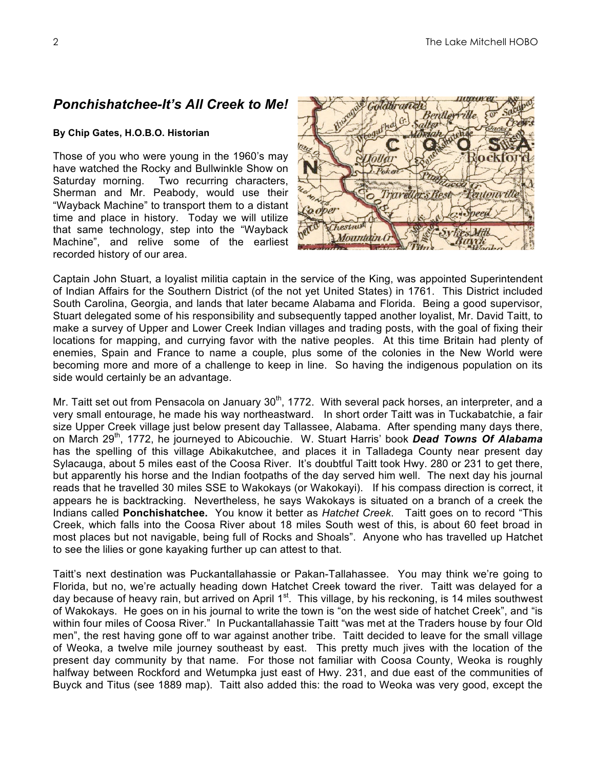## *Ponchishatchee-It's All Creek to Me!*

**By Chip Gates, H.O.B.O. Historian**

Those of you who were young in the 1960's may have watched the Rocky and Bullwinkle Show on Saturday morning. Two recurring characters, Sherman and Mr. Peabody, would use their "Wayback Machine" to transport them to a distant time and place in history. Today we will utilize that same technology, step into the "Wayback Machine", and relive some of the earliest recorded history of our area.

Captain John Stuart, a loyalist militia captain in the service of the King, was appointed Superintendent of Indian Affairs for the Southern District (of the not yet United States) in 1761. This District included South Carolina, Georgia, and lands that later became Alabama and Florida. Being a good supervisor, Stuart delegated some of his responsibility and subsequently tapped another loyalist, Mr. David Taitt, to make a survey of Upper and Lower Creek Indian villages and trading posts, with the goal of fixing their locations for mapping, and currying favor with the native peoples. At this time Britain had plenty of enemies, Spain and France to name a couple, plus some of the colonies in the New World were becoming more and more of a challenge to keep in line. So having the indigenous population on its side would certainly be an advantage.

Mr. Taitt set out from Pensacola on January 30th, 1772. With several pack horses, an interpreter, and a very small entourage, he made his way northeastward. In short order Taitt was in Tuckabatchie, a fair size Upper Creek village just below present day Tallassee, Alabama. After spending many days there, on March 29th, 1772, he journeyed to Abicouchie. W. Stuart Harris' book ***Dead Towns Of Alabama*** has the spelling of this village Abikakutchee, and places it in Talladega County near present day Sylacauga, about 5 miles east of the Coosa River. It's doubtful Taitt took Hwy. 280 or 231 to get there, but apparently his horse and the Indian footpaths of the day served him well. The next day his journal reads that he travelled 30 miles SSE to Wakokays (or Wakokayi). If his compass direction is correct, it appears he is backtracking. Nevertheless, he says Wakokays is situated on a branch of a creek the Indians called **Ponchishatchee.** You know it better as *Hatchet Creek*. Taitt goes on to record "This Creek, which falls into the Coosa River about 18 miles South west of this, is about 60 feet broad in most places but not navigable, being full of Rocks and Shoals". Anyone who has travelled up Hatchet to see the lilies or gone kayaking further up can attest to that.

Taitt's next destination was Puckantallahassie or Pakan-Tallahassee. You may think we're going to Florida, but no, we're actually heading down Hatchet Creek toward the river. Taitt was delayed for a day because of heavy rain, but arrived on April 1st. This village, by his reckoning, is 14 miles southwest of Wakokays. He goes on in his journal to write the town is "on the west side of hatchet Creek", and "is within four miles of Coosa River." In Puckantallahassie Taitt "was met at the Traders house by four Old men", the rest having gone off to war against another tribe. Taitt decided to leave for the small village of Weoka, a twelve mile journey southeast by east. This pretty much jives with the location of the present day community by that name. For those not familiar with Coosa County, Weoka is roughly halfway between Rockford and Wetumpka just east of Hwy. 231, and due east of the communities of Buyck and Titus (see 1889 map). Taitt also added this: the road to Weoka was very good, except the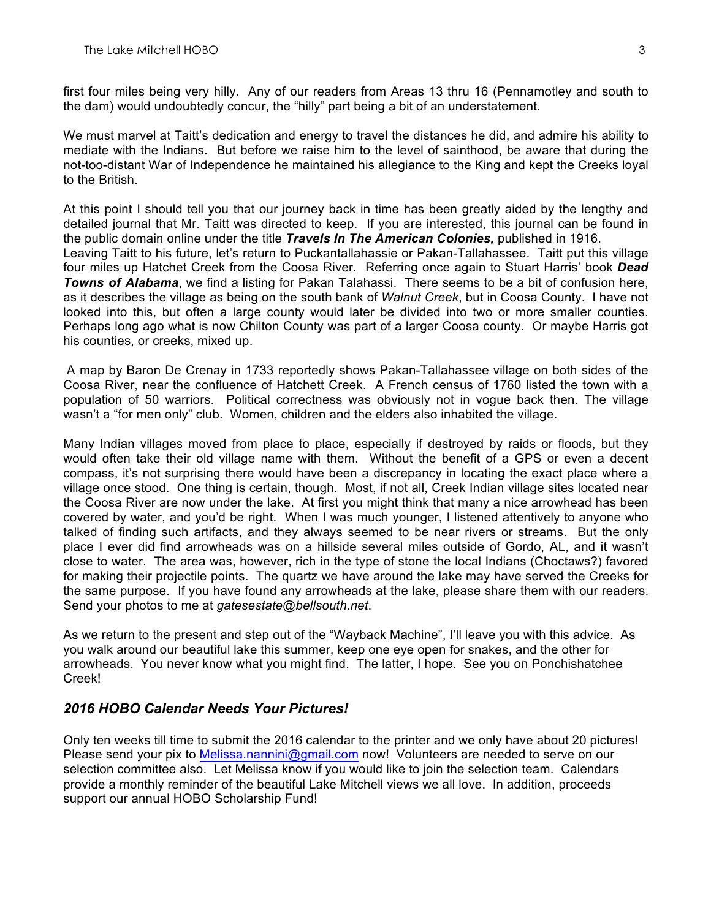first four miles being very hilly. Any of our readers from Areas 13 thru 16 (Pennamotley and south to the dam) would undoubtedly concur, the "hilly" part being a bit of an understatement.

We must marvel at Taitt's dedication and energy to travel the distances he did, and admire his ability to mediate with the Indians. But before we raise him to the level of sainthood, be aware that during the not-too-distant War of Independence he maintained his allegiance to the King and kept the Creeks loyal to the British.

At this point I should tell you that our journey back in time has been greatly aided by the lengthy and detailed journal that Mr. Taitt was directed to keep. If you are interested, this journal can be found in the public domain online under the title ***Travels In The American Colonies,*** published in 1916.
Leaving Taitt to his future, let's return to Puckantallahassie or Pakan-Tallahassee. Taitt put this village four miles up Hatchet Creek from the Coosa River. Referring once again to Stuart Harris' book ***Dead Towns of Alabama***, we find a listing for Pakan Talahassi. There seems to be a bit of confusion here, as it describes the village as being on the south bank of *Walnut Creek*, but in Coosa County. I have not looked into this, but often a large county would later be divided into two or more smaller counties. Perhaps long ago what is now Chilton County was part of a larger Coosa county. Or maybe Harris got his counties, or creeks, mixed up.

A map by Baron De Crenay in 1733 reportedly shows Pakan-Tallahassee village on both sides of the Coosa River, near the confluence of Hatchett Creek. A French census of 1760 listed the town with a population of 50 warriors. Political correctness was obviously not in vogue back then. The village wasn't a "for men only" club. Women, children and the elders also inhabited the village.

Many Indian villages moved from place to place, especially if destroyed by raids or floods, but they would often take their old village name with them. Without the benefit of a GPS or even a decent compass, it's not surprising there would have been a discrepancy in locating the exact place where a village once stood. One thing is certain, though. Most, if not all, Creek Indian village sites located near the Coosa River are now under the lake. At first you might think that many a nice arrowhead has been covered by water, and you'd be right. When I was much younger, I listened attentively to anyone who talked of finding such artifacts, and they always seemed to be near rivers or streams. But the only place I ever did find arrowheads was on a hillside several miles outside of Gordo, AL, and it wasn't close to water. The area was, however, rich in the type of stone the local Indians (Choctaws?) favored for making their projectile points. The quartz we have around the lake may have served the Creeks for the same purpose. If you have found any arrowheads at the lake, please share them with our readers. Send your photos to me at *gatesestate@bellsouth.net*.

As we return to the present and step out of the "Wayback Machine", I'll leave you with this advice. As you walk around our beautiful lake this summer, keep one eye open for snakes, and the other for arrowheads. You never know what you might find. The latter, I hope. See you on Ponchishatchee Creek!

### *2016 HOBO Calendar Needs Your Pictures!*

Only ten weeks till time to submit the 2016 calendar to the printer and we only have about 20 pictures! Please send your pix to Melissa.nannini@gmail.com now! Volunteers are needed to serve on our selection committee also. Let Melissa know if you would like to join the selection team. Calendars provide a monthly reminder of the beautiful Lake Mitchell views we all love. In addition, proceeds support our annual HOBO Scholarship Fund!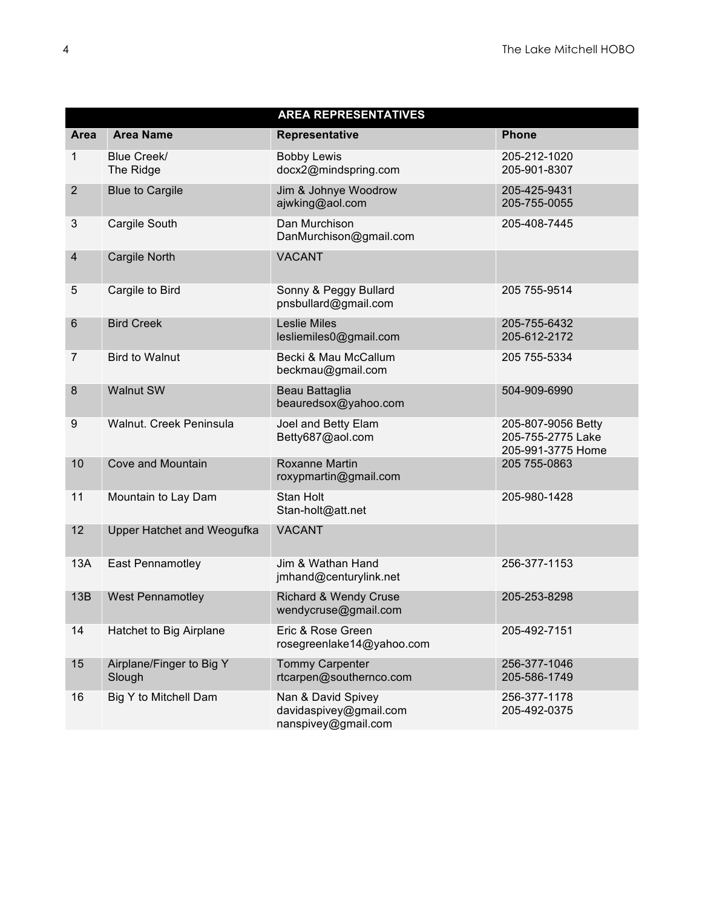| AREA REPRESENTATIVES | | | |
|---|---|---|---|
| **Area** | **Area Name** | **Representative** | **Phone** |
| 1 | Blue Creek/ The Ridge | Bobby Lewis docx2@mindspring.com | 205-212-1020 205-901-8307 |
| 2 | Blue to Cargile | Jim & Johnye Woodrow ajwking@aol.com | 205-425-9431 205-755-0055 |
| 3 | Cargile South | Dan Murchison DanMurchison@gmail.com | 205-408-7445 |
| 4 | Cargile North | VACANT | |
| 5 | Cargile to Bird | Sonny & Peggy Bullard pnsbullard@gmail.com | 205 755-9514 |
| 6 | Bird Creek | Leslie Miles lesliemiles0@gmail.com | 205-755-6432 205-612-2172 |
| 7 | Bird to Walnut | Becki & Mau McCallum beckmau@gmail.com | 205 755-5334 |
| 8 | Walnut SW | Beau Battaglia beauredsox@yahoo.com | 504-909-6990 |
| 9 | Walnut. Creek Peninsula | Joel and Betty Elam Betty687@aol.com | 205-807-9056 Betty 205-755-2775 Lake 205-991-3775 Home |
| 10 | Cove and Mountain | Roxanne Martin roxypmartin@gmail.com | 205 755-0863 |
| 11 | Mountain to Lay Dam | Stan Holt Stan-holt@att.net | 205-980-1428 |
| 12 | Upper Hatchet and Weogufka | VACANT | |
| 13A | East Pennamotley | Jim & Wathan Hand jmhand@centurylink.net | 256-377-1153 |
| 13B | West Pennamotley | Richard & Wendy Cruse wendycruse@gmail.com | 205-253-8298 |
| 14 | Hatchet to Big Airplane | Eric & Rose Green rosegreenlake14@yahoo.com | 205-492-7151 |
| 15 | Airplane/Finger to Big Y Slough | Tommy Carpenter rtcarpen@southernco.com | 256-377-1046 205-586-1749 |
| 16 | Big Y to Mitchell Dam | Nan & David Spivey davidaspivey@gmail.com nanspivey@gmail.com | 256-377-1178 205-492-0375 |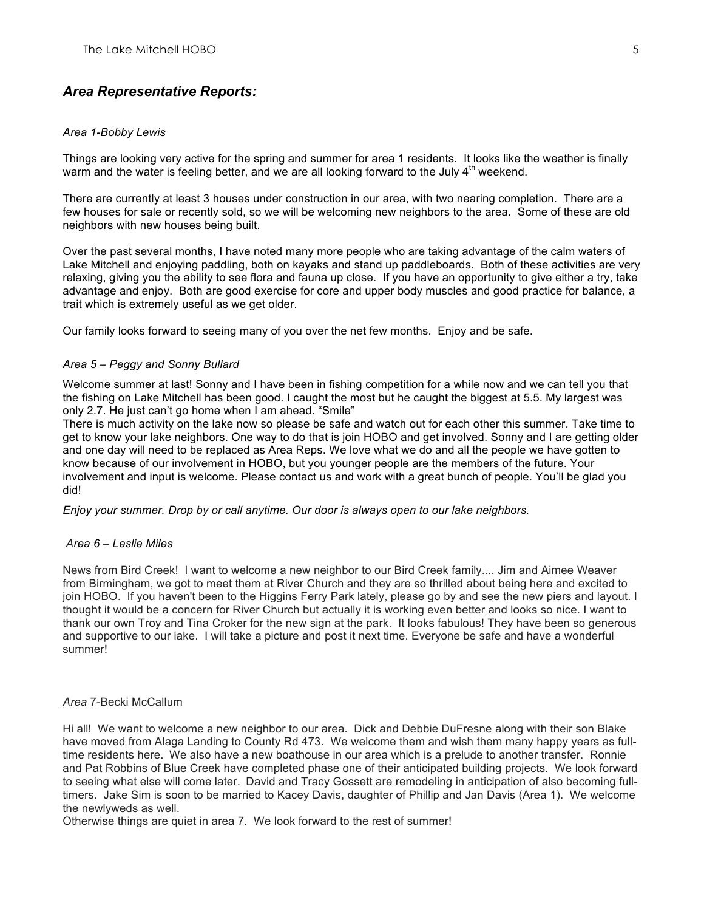## *Area Representative Reports:*

*Area 1-Bobby Lewis*

Things are looking very active for the spring and summer for area 1 residents. It looks like the weather is finally warm and the water is feeling better, and we are all looking forward to the July 4th weekend.

There are currently at least 3 houses under construction in our area, with two nearing completion. There are a few houses for sale or recently sold, so we will be welcoming new neighbors to the area. Some of these are old neighbors with new houses being built.

Over the past several months, I have noted many more people who are taking advantage of the calm waters of Lake Mitchell and enjoying paddling, both on kayaks and stand up paddleboards. Both of these activities are very relaxing, giving you the ability to see flora and fauna up close. If you have an opportunity to give either a try, take advantage and enjoy. Both are good exercise for core and upper body muscles and good practice for balance, a trait which is extremely useful as we get older.

Our family looks forward to seeing many of you over the net few months. Enjoy and be safe.

*Area 5 – Peggy and Sonny Bullard*

Welcome summer at last! Sonny and I have been in fishing competition for a while now and we can tell you that the fishing on Lake Mitchell has been good. I caught the most but he caught the biggest at 5.5. My largest was only 2.7. He just can't go home when I am ahead. "Smile"

There is much activity on the lake now so please be safe and watch out for each other this summer. Take time to get to know your lake neighbors. One way to do that is join HOBO and get involved. Sonny and I are getting older and one day will need to be replaced as Area Reps. We love what we do and all the people we have gotten to know because of our involvement in HOBO, but you younger people are the members of the future. Your involvement and input is welcome. Please contact us and work with a great bunch of people. You'll be glad you did!

*Enjoy your summer. Drop by or call anytime. Our door is always open to our lake neighbors.*

*Area 6 – Leslie Miles*

News from Bird Creek! I want to welcome a new neighbor to our Bird Creek family.... Jim and Aimee Weaver from Birmingham, we got to meet them at River Church and they are so thrilled about being here and excited to join HOBO. If you haven't been to the Higgins Ferry Park lately, please go by and see the new piers and layout. I thought it would be a concern for River Church but actually it is working even better and looks so nice. I want to thank our own Troy and Tina Croker for the new sign at the park. It looks fabulous! They have been so generous and supportive to our lake. I will take a picture and post it next time. Everyone be safe and have a wonderful summer!

*Area* 7-Becki McCallum

Hi all! We want to welcome a new neighbor to our area. Dick and Debbie DuFresne along with their son Blake have moved from Alaga Landing to County Rd 473. We welcome them and wish them many happy years as full-time residents here. We also have a new boathouse in our area which is a prelude to another transfer. Ronnie and Pat Robbins of Blue Creek have completed phase one of their anticipated building projects. We look forward to seeing what else will come later. David and Tracy Gossett are remodeling in anticipation of also becoming full-timers. Jake Sim is soon to be married to Kacey Davis, daughter of Phillip and Jan Davis (Area 1). We welcome the newlyweds as well.

Otherwise things are quiet in area 7. We look forward to the rest of summer!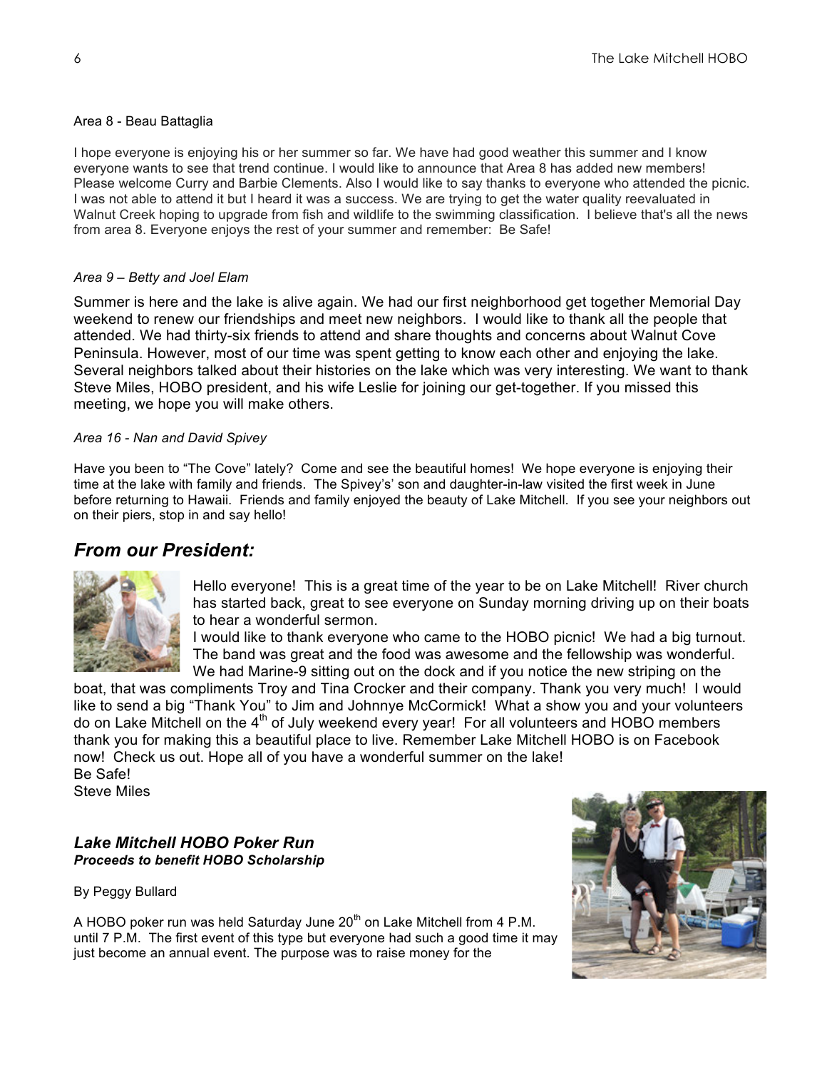Area 8 - Beau Battaglia

I hope everyone is enjoying his or her summer so far. We have had good weather this summer and I know everyone wants to see that trend continue. I would like to announce that Area 8 has added new members! Please welcome Curry and Barbie Clements. Also I would like to say thanks to everyone who attended the picnic. I was not able to attend it but I heard it was a success. We are trying to get the water quality reevaluated in Walnut Creek hoping to upgrade from fish and wildlife to the swimming classification. I believe that's all the news from area 8. Everyone enjoys the rest of your summer and remember: Be Safe!

*Area 9 – Betty and Joel Elam*

Summer is here and the lake is alive again. We had our first neighborhood get together Memorial Day weekend to renew our friendships and meet new neighbors. I would like to thank all the people that attended. We had thirty-six friends to attend and share thoughts and concerns about Walnut Cove Peninsula. However, most of our time was spent getting to know each other and enjoying the lake. Several neighbors talked about their histories on the lake which was very interesting. We want to thank Steve Miles, HOBO president, and his wife Leslie for joining our get-together. If you missed this meeting, we hope you will make others.

*Area 16 - Nan and David Spivey*

Have you been to "The Cove" lately? Come and see the beautiful homes! We hope everyone is enjoying their time at the lake with family and friends. The Spivey's' son and daughter-in-law visited the first week in June before returning to Hawaii. Friends and family enjoyed the beauty of Lake Mitchell. If you see your neighbors out on their piers, stop in and say hello!

## *From our President:*

Hello everyone! This is a great time of the year to be on Lake Mitchell! River church has started back, great to see everyone on Sunday morning driving up on their boats to hear a wonderful sermon.
I would like to thank everyone who came to the HOBO picnic! We had a big turnout. The band was great and the food was awesome and the fellowship was wonderful. We had Marine-9 sitting out on the dock and if you notice the new striping on the boat, that was compliments Troy and Tina Crocker and their company. Thank you very much! I would like to send a big "Thank You" to Jim and Johnnye McCormick! What a show you and your volunteers do on Lake Mitchell on the 4th of July weekend every year! For all volunteers and HOBO members thank you for making this a beautiful place to live. Remember Lake Mitchell HOBO is on Facebook now! Check us out. Hope all of you have a wonderful summer on the lake!
Be Safe!
Steve Miles

### ***Lake Mitchell HOBO Poker Run***
***Proceeds to benefit HOBO Scholarship***

By Peggy Bullard

A HOBO poker run was held Saturday June 20th on Lake Mitchell from 4 P.M. until 7 P.M. The first event of this type but everyone had such a good time it may just become an annual event. The purpose was to raise money for the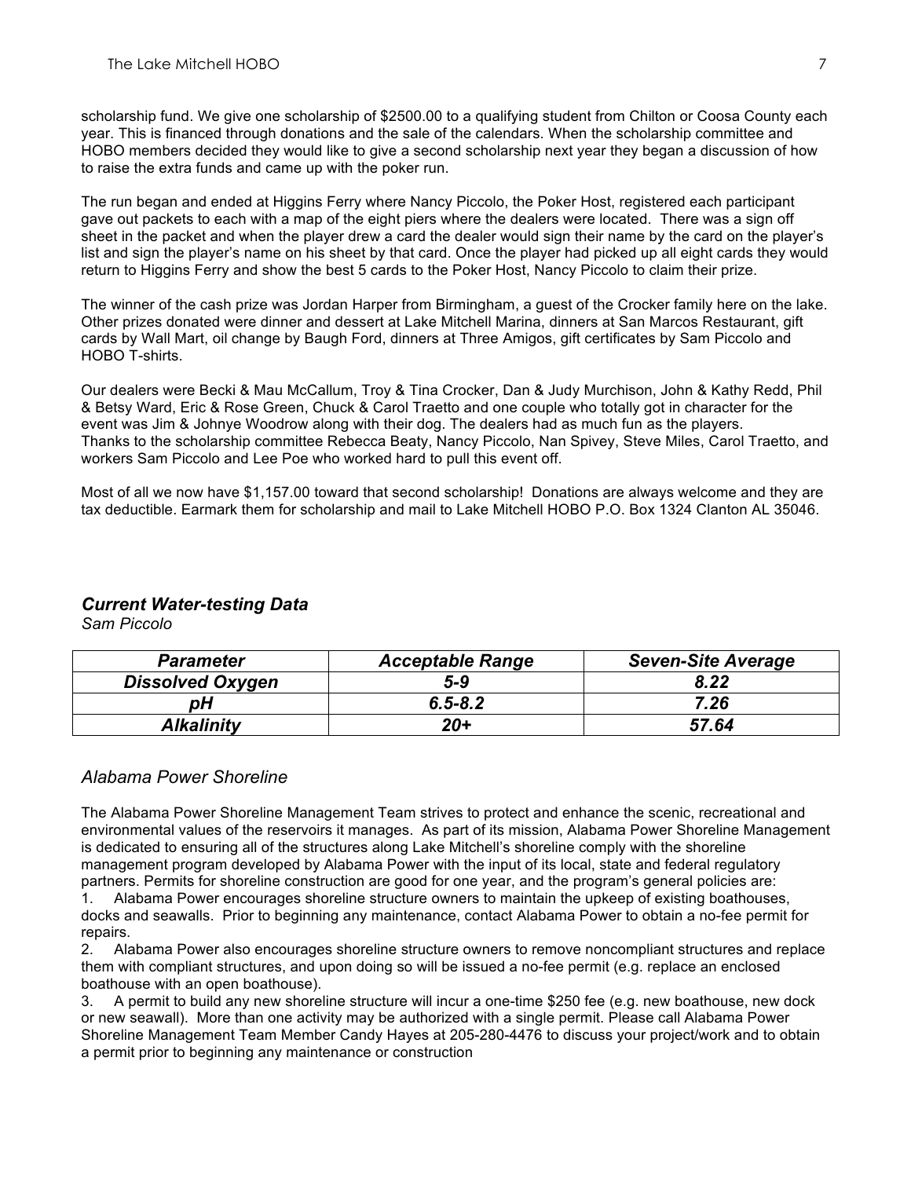scholarship fund. We give one scholarship of $2500.00 to a qualifying student from Chilton or Coosa County each year. This is financed through donations and the sale of the calendars. When the scholarship committee and HOBO members decided they would like to give a second scholarship next year they began a discussion of how to raise the extra funds and came up with the poker run.

The run began and ended at Higgins Ferry where Nancy Piccolo, the Poker Host, registered each participant gave out packets to each with a map of the eight piers where the dealers were located. There was a sign off sheet in the packet and when the player drew a card the dealer would sign their name by the card on the player's list and sign the player's name on his sheet by that card. Once the player had picked up all eight cards they would return to Higgins Ferry and show the best 5 cards to the Poker Host, Nancy Piccolo to claim their prize.

The winner of the cash prize was Jordan Harper from Birmingham, a guest of the Crocker family here on the lake. Other prizes donated were dinner and dessert at Lake Mitchell Marina, dinners at San Marcos Restaurant, gift cards by Wall Mart, oil change by Baugh Ford, dinners at Three Amigos, gift certificates by Sam Piccolo and HOBO T-shirts.

Our dealers were Becki & Mau McCallum, Troy & Tina Crocker, Dan & Judy Murchison, John & Kathy Redd, Phil & Betsy Ward, Eric & Rose Green, Chuck & Carol Traetto and one couple who totally got in character for the event was Jim & Johnye Woodrow along with their dog. The dealers had as much fun as the players.
Thanks to the scholarship committee Rebecca Beaty, Nancy Piccolo, Nan Spivey, Steve Miles, Carol Traetto, and workers Sam Piccolo and Lee Poe who worked hard to pull this event off.

Most of all we now have $1,157.00 toward that second scholarship! Donations are always welcome and they are tax deductible. Earmark them for scholarship and mail to Lake Mitchell HOBO P.O. Box 1324 Clanton AL 35046.

## *Current Water-testing Data*

*Sam Piccolo*

| Parameter | Acceptable Range | Seven-Site Average |
|---|---|---|
| Dissolved Oxygen | 5-9 | 8.22 |
| pH | 6.5-8.2 | 7.26 |
| Alkalinity | 20+ | 57.64 |

## *Alabama Power Shoreline*

The Alabama Power Shoreline Management Team strives to protect and enhance the scenic, recreational and environmental values of the reservoirs it manages. As part of its mission, Alabama Power Shoreline Management is dedicated to ensuring all of the structures along Lake Mitchell's shoreline comply with the shoreline management program developed by Alabama Power with the input of its local, state and federal regulatory partners. Permits for shoreline construction are good for one year, and the program's general policies are:

1. Alabama Power encourages shoreline structure owners to maintain the upkeep of existing boathouses, docks and seawalls. Prior to beginning any maintenance, contact Alabama Power to obtain a no-fee permit for repairs.
2. Alabama Power also encourages shoreline structure owners to remove noncompliant structures and replace them with compliant structures, and upon doing so will be issued a no-fee permit (e.g. replace an enclosed boathouse with an open boathouse).
3. A permit to build any new shoreline structure will incur a one-time $250 fee (e.g. new boathouse, new dock or new seawall). More than one activity may be authorized with a single permit. Please call Alabama Power Shoreline Management Team Member Candy Hayes at 205-280-4476 to discuss your project/work and to obtain a permit prior to beginning any maintenance or construction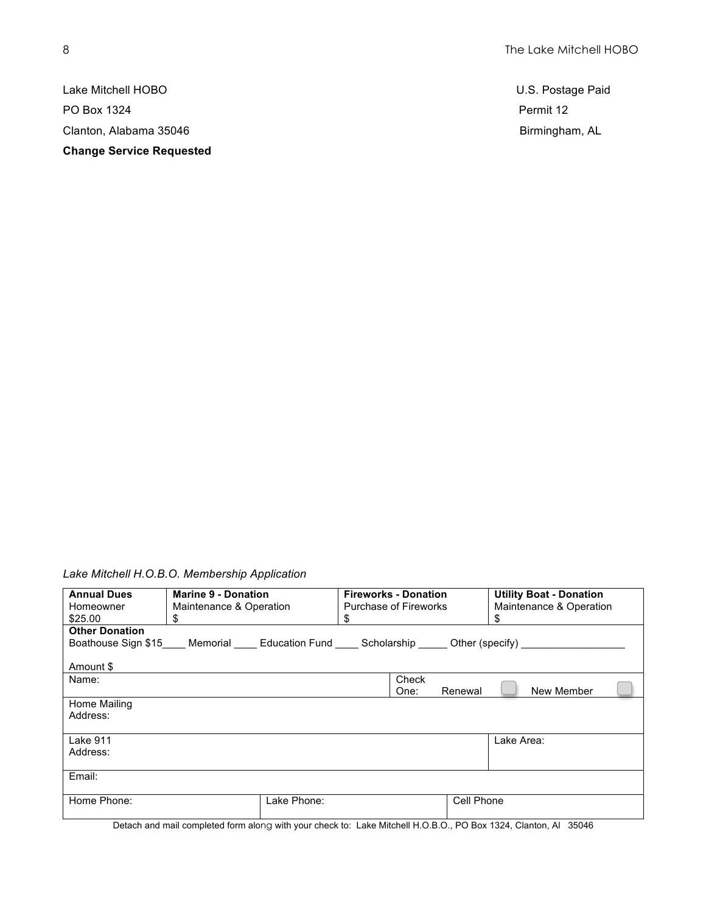Lake Mitchell HOBO
PO Box 1324
Clanton, Alabama 35046
**Change Service Requested**

U.S. Postage Paid
Permit 12
Birmingham, AL

*Lake Mitchell H.O.B.O. Membership Application*

| | | | | | | |
|---|---|---|---|---|---|---|
| **Annual Dues** Homeowner $25.00 | **Marine 9 - Donation** Maintenance & Operation $ | | **Fireworks - Donation** Purchase of Fireworks $ | | **Utility Boat - Donation** Maintenance & Operation $ | |
| **Other Donation** Boathouse Sign $15____ Memorial ____ Education Fund ____ Scholarship _____ Other (specify) __________________ Amount $ | | | | | | |
| Name: | | | | Check One: Renewal ☐ New Member ☐ | | |
| Home Mailing Address: | | | | | | |
| Lake 911 Address: | | | | | Lake Area: | |
| Email: | | | | | | |
| Home Phone: | | Lake Phone: | | Cell Phone | | |

Detach and mail completed form along with your check to: Lake Mitchell H.O.B.O., PO Box 1324, Clanton, Al 35046